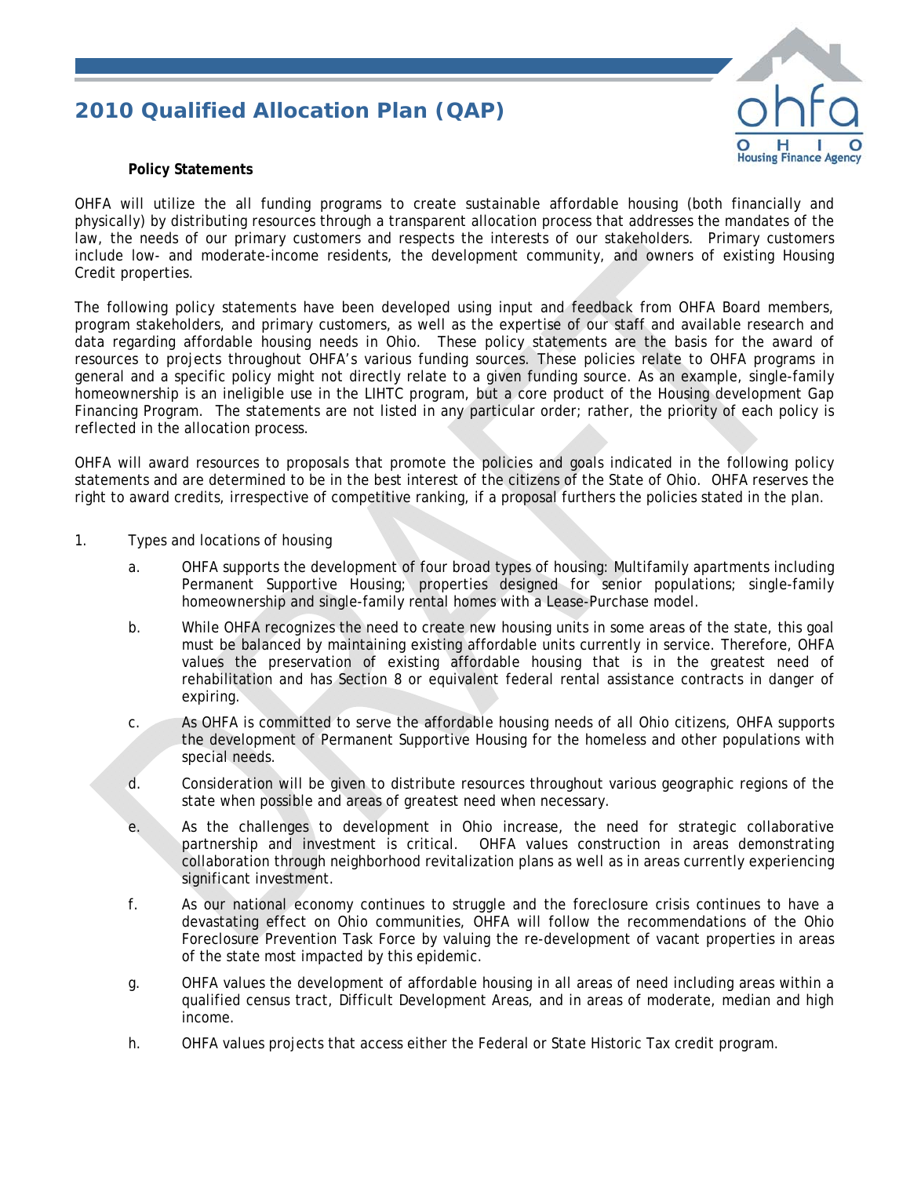# 2010 Qualified Allocation Plan (QAP)

**Policy Statements**

OHFA will utilize the all funding programs to create sustainable affordable housing (both financially and physically) by distributing resources through a transparent allocation process that addresses the mandates of the law, the needs of our primary customers and respects the interests of our stakeholders. Primary customers include low- and moderate-income residents, the development community, and owners of existing Housing Credit properties.

The following policy statements have been developed using input and feedback from OHFA Board members, program stakeholders, and primary customers, as well as the expertise of our staff and available research and data regarding affordable housing needs in Ohio. These policy statements are the basis for the award of resources to projects throughout OHFA's various funding sources. These policies relate to OHFA programs in general and a specific policy might not directly relate to a given funding source. As an example, single-family homeownership is an ineligible use in the LIHTC program, but a core product of the Housing development Gap Financing Program. The statements are not listed in any particular order; rather, the priority of each policy is reflected in the allocation process.

OHFA will award resources to proposals that promote the policies and goals indicated in the following policy statements and are determined to be in the best interest of the citizens of the State of Ohio. OHFA reserves the right to award credits, irrespective of competitive ranking, if a proposal furthers the policies stated in the plan.

1. Types and locations of housing

   a. OHFA supports the development of four broad types of housing: Multifamily apartments including Permanent Supportive Housing; properties designed for senior populations; single-family homeownership and single-family rental homes with a Lease-Purchase model.

   b. While OHFA recognizes the need to create new housing units in some areas of the state, this goal must be balanced by maintaining existing affordable units currently in service. Therefore, OHFA values the preservation of existing affordable housing that is in the greatest need of rehabilitation and has Section 8 or equivalent federal rental assistance contracts in danger of expiring.

   c. As OHFA is committed to serve the affordable housing needs of all Ohio citizens, OHFA supports the development of Permanent Supportive Housing for the homeless and other populations with special needs.

   d. Consideration will be given to distribute resources throughout various geographic regions of the state when possible and areas of greatest need when necessary.

   e. As the challenges to development in Ohio increase, the need for strategic collaborative partnership and investment is critical. OHFA values construction in areas demonstrating collaboration through neighborhood revitalization plans as well as in areas currently experiencing significant investment.

   f. As our national economy continues to struggle and the foreclosure crisis continues to have a devastating effect on Ohio communities, OHFA will follow the recommendations of the Ohio Foreclosure Prevention Task Force by valuing the re-development of vacant properties in areas of the state most impacted by this epidemic.

   g. OHFA values the development of affordable housing in all areas of need including areas within a qualified census tract, Difficult Development Areas, and in areas of moderate, median and high income.

   h. OHFA values projects that access either the Federal or State Historic Tax credit program.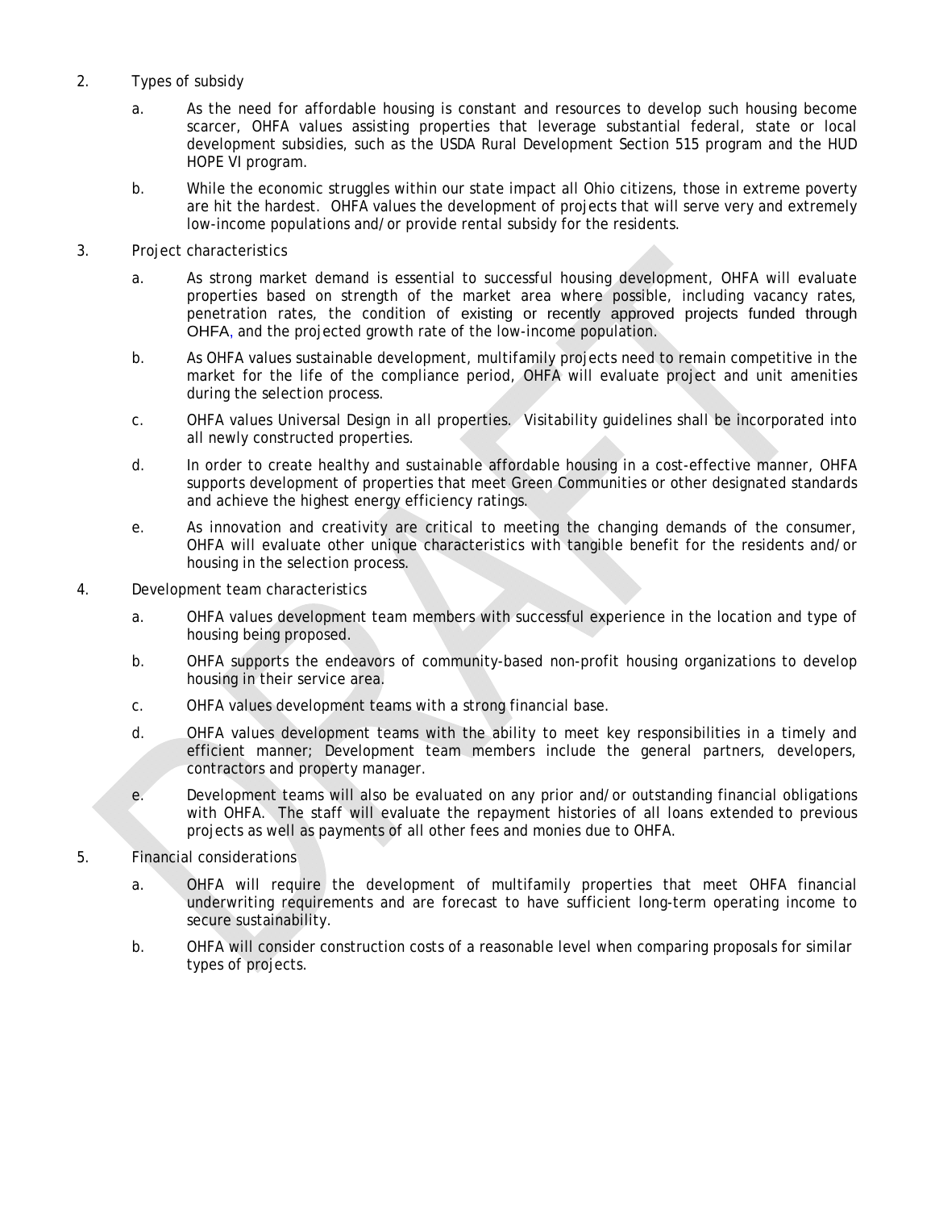2. Types of subsidy

   a. As the need for affordable housing is constant and resources to develop such housing become scarcer, OHFA values assisting properties that leverage substantial federal, state or local development subsidies, such as the USDA Rural Development Section 515 program and the HUD HOPE VI program.

   b. While the economic struggles within our state impact all Ohio citizens, those in extreme poverty are hit the hardest. OHFA values the development of projects that will serve very and extremely low-income populations and/or provide rental subsidy for the residents.

3. Project characteristics

   a. As strong market demand is essential to successful housing development, OHFA will evaluate properties based on strength of the market area where possible, including vacancy rates, penetration rates, the condition of existing or recently approved projects funded through OHFA, and the projected growth rate of the low-income population.

   b. As OHFA values sustainable development, multifamily projects need to remain competitive in the market for the life of the compliance period, OHFA will evaluate project and unit amenities during the selection process.

   c. OHFA values Universal Design in all properties. Visitability guidelines shall be incorporated into all newly constructed properties.

   d. In order to create healthy and sustainable affordable housing in a cost-effective manner, OHFA supports development of properties that meet Green Communities or other designated standards and achieve the highest energy efficiency ratings.

   e. As innovation and creativity are critical to meeting the changing demands of the consumer, OHFA will evaluate other unique characteristics with tangible benefit for the residents and/or housing in the selection process.

4. Development team characteristics

   a. OHFA values development team members with successful experience in the location and type of housing being proposed.

   b. OHFA supports the endeavors of community-based non-profit housing organizations to develop housing in their service area.

   c. OHFA values development teams with a strong financial base.

   d. OHFA values development teams with the ability to meet key responsibilities in a timely and efficient manner; Development team members include the general partners, developers, contractors and property manager.

   e. Development teams will also be evaluated on any prior and/or outstanding financial obligations with OHFA. The staff will evaluate the repayment histories of all loans extended to previous projects as well as payments of all other fees and monies due to OHFA.

5. Financial considerations

   a. OHFA will require the development of multifamily properties that meet OHFA financial underwriting requirements and are forecast to have sufficient long-term operating income to secure sustainability.

   b. OHFA will consider construction costs of a reasonable level when comparing proposals for similar types of projects.